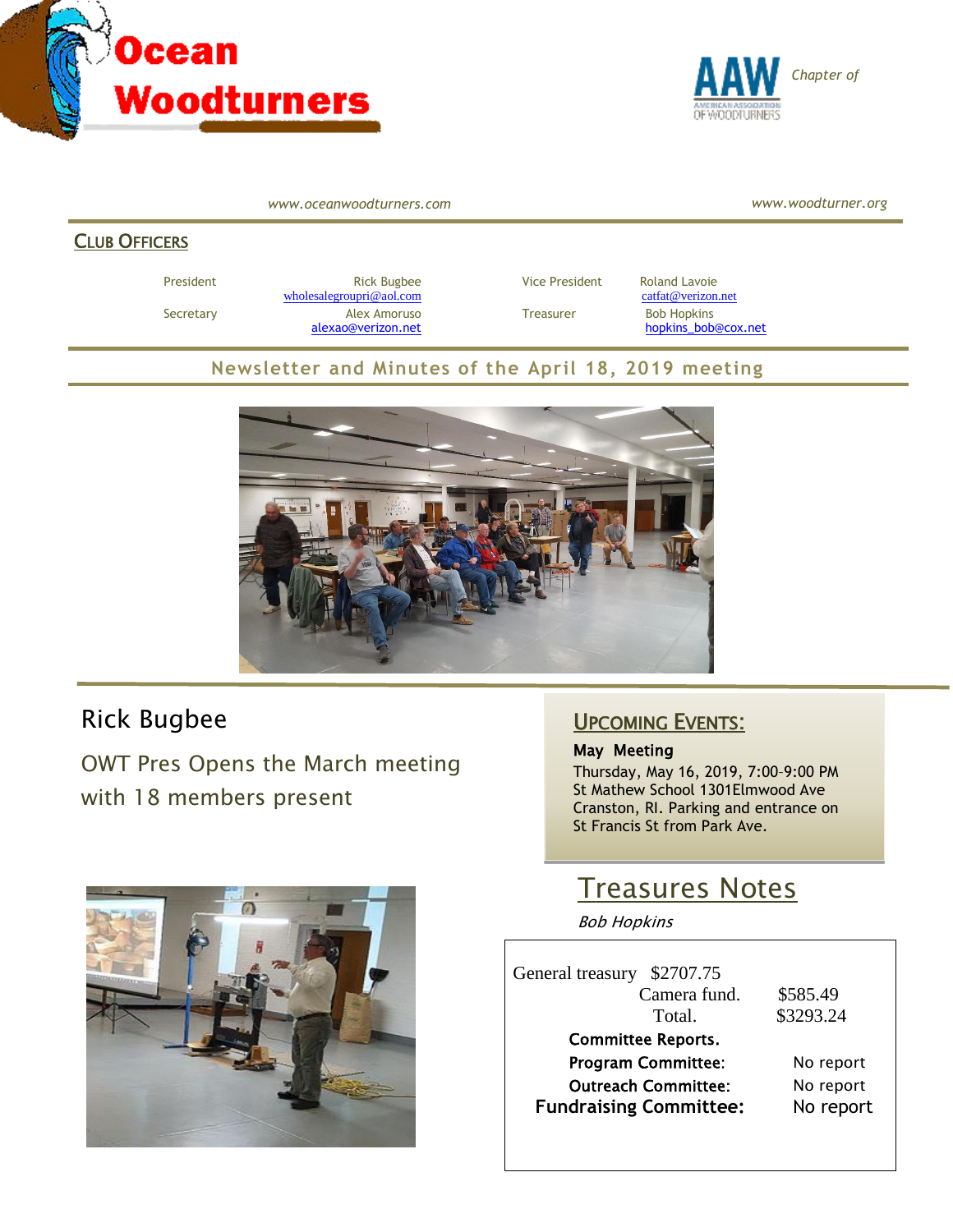# Ocean Woodturners

AAW *Chapter of*

*www.oceanwoodturners.com* *www.woodturner.org*

## Club Officers

| | | | |
|---|---|---|---|
| President | Rick Bugbee wholesalegroupri@aol.com | Vice President | Roland Lavoie catfat@verizon.net |
| Secretary | Alex Amoruso alexao@verizon.net | Treasurer | Bob Hopkins hopkins_bob@cox.net |

## Newsletter and Minutes of the April 18, 2019 meeting

Rick Bugbee

OWT Pres Opens the March meeting with 18 members present

## Upcoming Events:

**May Meeting**

Thursday, May 16, 2019, 7:00-9:00 PM
St Mathew School 1301Elmwood Ave
Cranston, RI. Parking and entrance on
St Francis St from Park Ave.

## Treasures Notes

*Bob Hopkins*

| | |
|---|---|
| General treasury | $2707.75 |
| Camera fund. | $585.49 |
| Total. | $3293.24 |

**Committee Reports.**

| | |
|---|---|
| **Program Committee:** | No report |
| **Outreach Committee:** | No report |
| **Fundraising Committee:** | No report |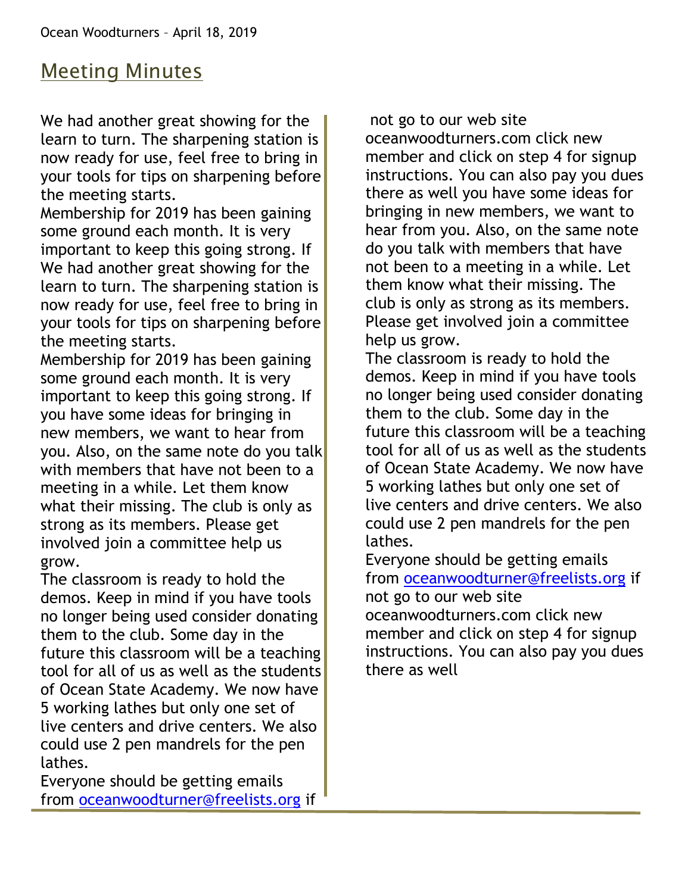## Meeting Minutes

We had another great showing for the learn to turn. The sharpening station is now ready for use, feel free to bring in your tools for tips on sharpening before the meeting starts.

Membership for 2019 has been gaining some ground each month. It is very important to keep this going strong. If We had another great showing for the learn to turn. The sharpening station is now ready for use, feel free to bring in your tools for tips on sharpening before the meeting starts.

Membership for 2019 has been gaining some ground each month. It is very important to keep this going strong. If you have some ideas for bringing in new members, we want to hear from you. Also, on the same note do you talk with members that have not been to a meeting in a while. Let them know what their missing. The club is only as strong as its members. Please get involved join a committee help us grow.

The classroom is ready to hold the demos. Keep in mind if you have tools no longer being used consider donating them to the club. Some day in the future this classroom will be a teaching tool for all of us as well as the students of Ocean State Academy. We now have 5 working lathes but only one set of live centers and drive centers. We also could use 2 pen mandrels for the pen lathes.

Everyone should be getting emails from oceanwoodturner@freelists.org if not go to our web site oceanwoodturners.com click new member and click on step 4 for signup instructions. You can also pay you dues there as well you have some ideas for bringing in new members, we want to hear from you. Also, on the same note do you talk with members that have not been to a meeting in a while. Let them know what their missing. The club is only as strong as its members. Please get involved join a committee help us grow.

The classroom is ready to hold the demos. Keep in mind if you have tools no longer being used consider donating them to the club. Some day in the future this classroom will be a teaching tool for all of us as well as the students of Ocean State Academy. We now have 5 working lathes but only one set of live centers and drive centers. We also could use 2 pen mandrels for the pen lathes.

Everyone should be getting emails from oceanwoodturner@freelists.org if not go to our web site oceanwoodturners.com click new member and click on step 4 for signup instructions. You can also pay you dues there as well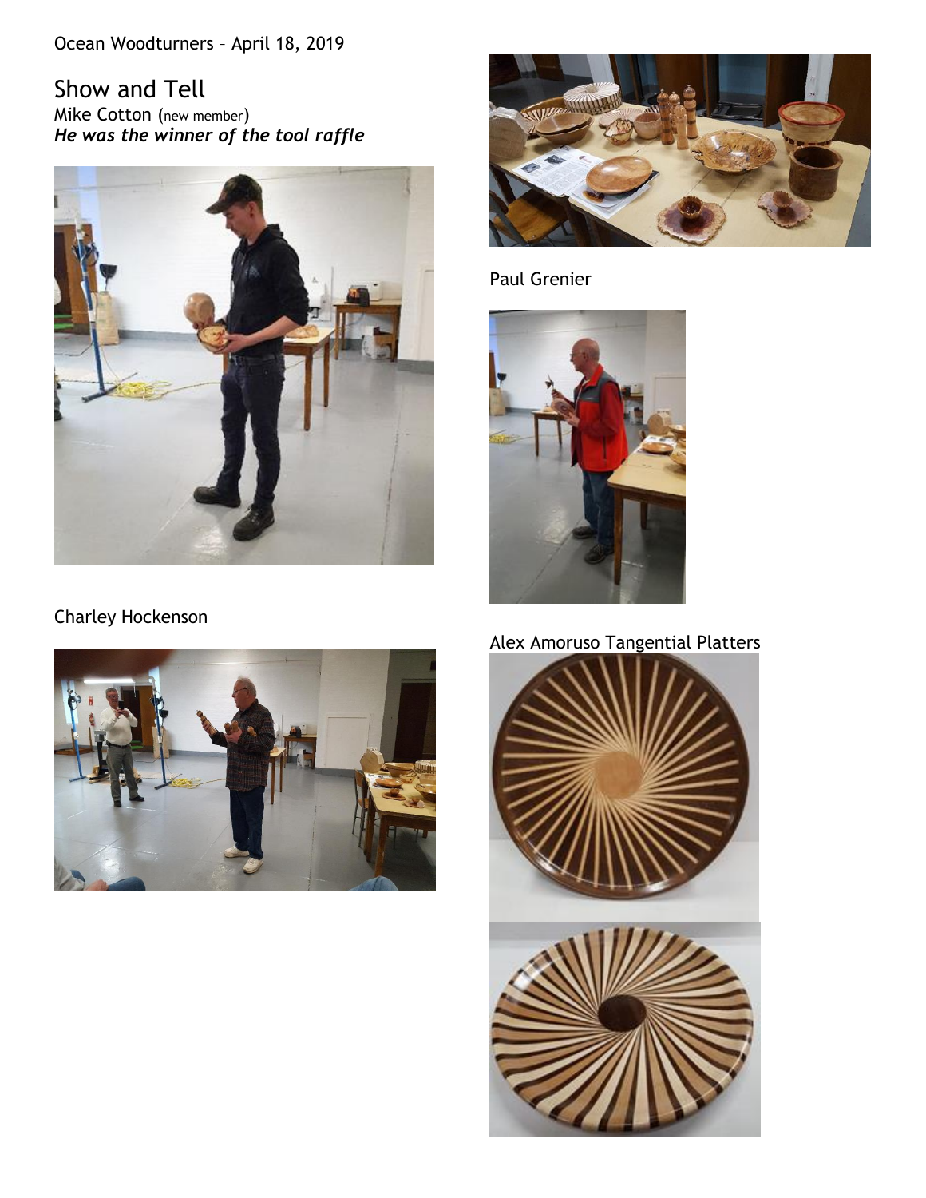Ocean Woodturners – April 18, 2019

# Show and Tell

Mike Cotton (new member)

***He was the winner of the tool raffle***

Paul Grenier

Charley Hockenson

Alex Amoruso Tangential Platters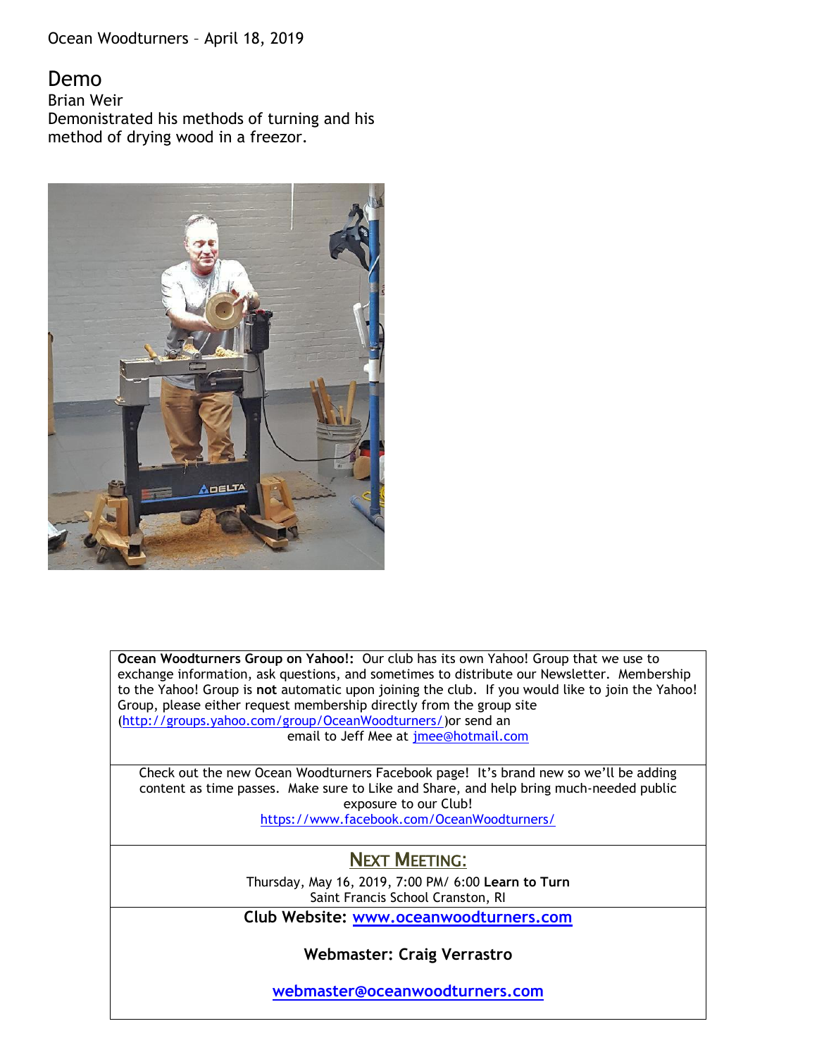Ocean Woodturners – April 18, 2019

## Demo

Brian Weir
Demonistrated his methods of turning and his method of drying wood in a freezor.

**Ocean Woodturners Group on Yahoo!:** Our club has its own Yahoo! Group that we use to exchange information, ask questions, and sometimes to distribute our Newsletter. Membership to the Yahoo! Group is **not** automatic upon joining the club. If you would like to join the Yahoo! Group, please either request membership directly from the group site (http://groups.yahoo.com/group/OceanWoodturners/)or send an email to Jeff Mee at jmee@hotmail.com

Check out the new Ocean Woodturners Facebook page! It's brand new so we'll be adding content as time passes. Make sure to Like and Share, and help bring much-needed public exposure to our Club!
https://www.facebook.com/OceanWoodturners/

## NEXT MEETING:

Thursday, May 16, 2019, 7:00 PM/ 6:00 **Learn to Turn**
Saint Francis School Cranston, RI

**Club Website: www.oceanwoodturners.com**

**Webmaster: Craig Verrastro**

**webmaster@oceanwoodturners.com**